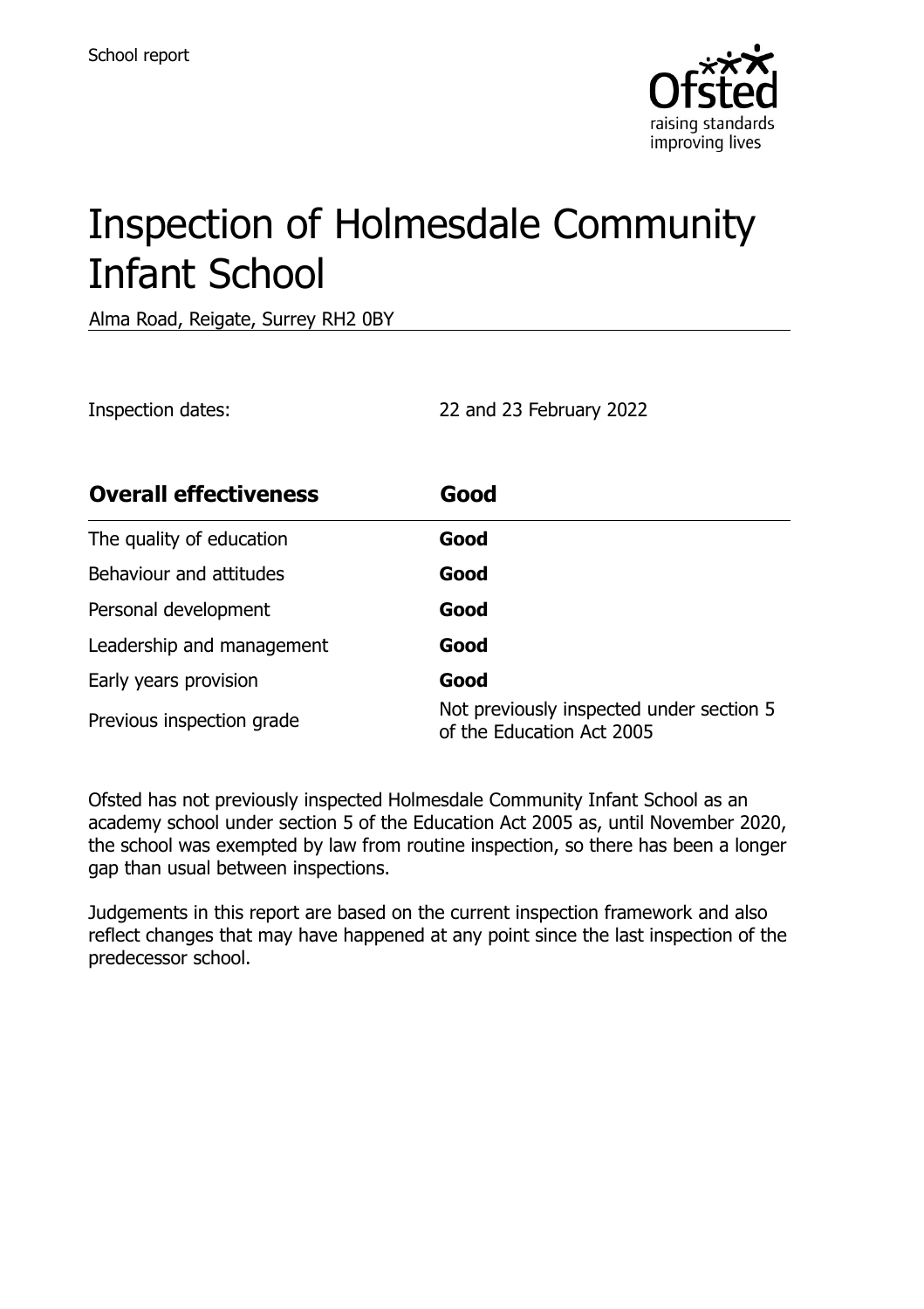School report

# Inspection of Holmesdale Community Infant School

Alma Road, Reigate, Surrey RH2 0BY

Inspection dates: 22 and 23 February 2022

| Overall effectiveness | Good |
|---|---|
| The quality of education | **Good** |
| Behaviour and attitudes | **Good** |
| Personal development | **Good** |
| Leadership and management | **Good** |
| Early years provision | **Good** |
| Previous inspection grade | Not previously inspected under section 5 of the Education Act 2005 |

Ofsted has not previously inspected Holmesdale Community Infant School as an academy school under section 5 of the Education Act 2005 as, until November 2020, the school was exempted by law from routine inspection, so there has been a longer gap than usual between inspections.

Judgements in this report are based on the current inspection framework and also reflect changes that may have happened at any point since the last inspection of the predecessor school.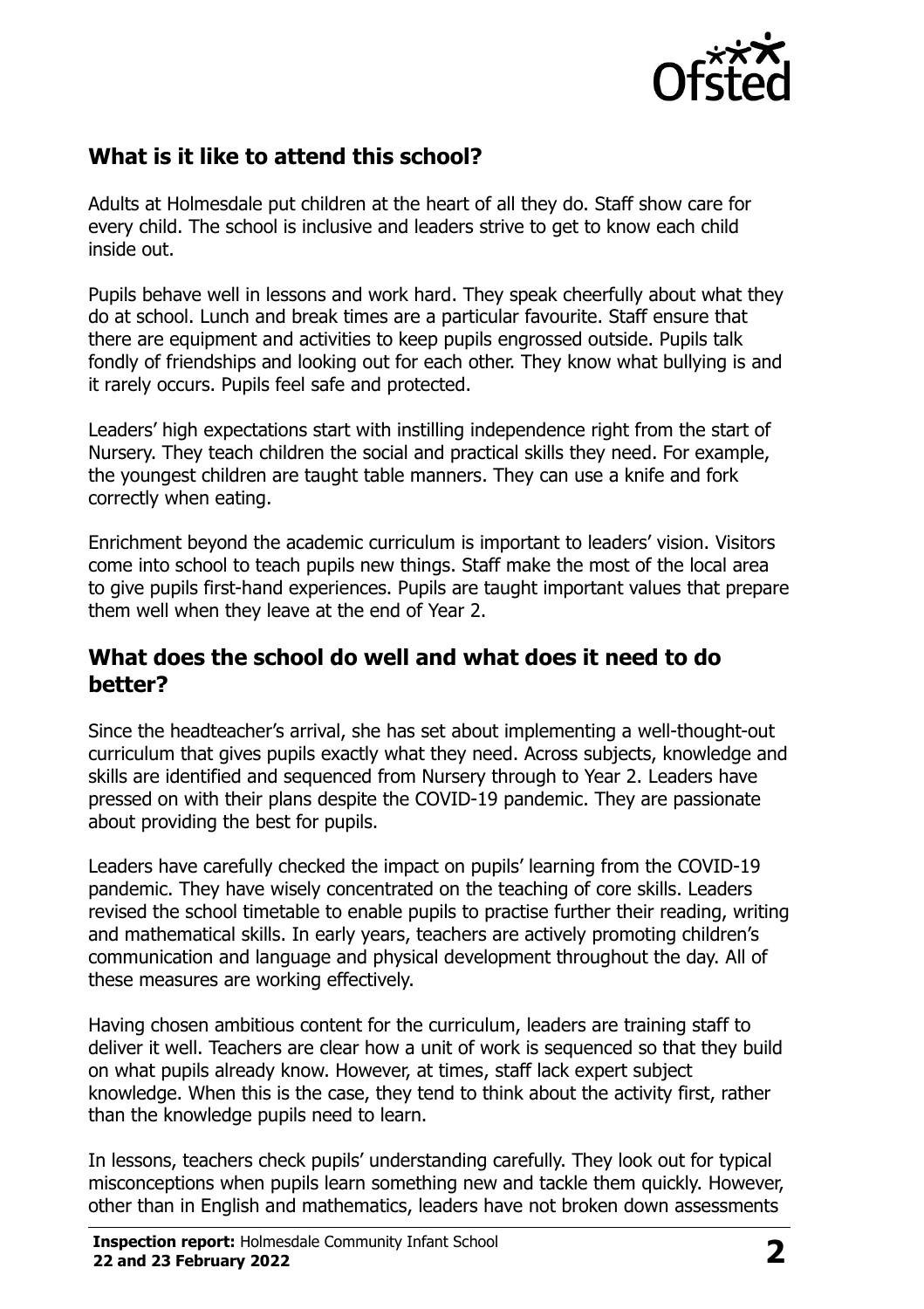## What is it like to attend this school?

Adults at Holmesdale put children at the heart of all they do. Staff show care for every child. The school is inclusive and leaders strive to get to know each child inside out.

Pupils behave well in lessons and work hard. They speak cheerfully about what they do at school. Lunch and break times are a particular favourite. Staff ensure that there are equipment and activities to keep pupils engrossed outside. Pupils talk fondly of friendships and looking out for each other. They know what bullying is and it rarely occurs. Pupils feel safe and protected.

Leaders' high expectations start with instilling independence right from the start of Nursery. They teach children the social and practical skills they need. For example, the youngest children are taught table manners. They can use a knife and fork correctly when eating.

Enrichment beyond the academic curriculum is important to leaders' vision. Visitors come into school to teach pupils new things. Staff make the most of the local area to give pupils first-hand experiences. Pupils are taught important values that prepare them well when they leave at the end of Year 2.

## What does the school do well and what does it need to do better?

Since the headteacher's arrival, she has set about implementing a well-thought-out curriculum that gives pupils exactly what they need. Across subjects, knowledge and skills are identified and sequenced from Nursery through to Year 2. Leaders have pressed on with their plans despite the COVID-19 pandemic. They are passionate about providing the best for pupils.

Leaders have carefully checked the impact on pupils' learning from the COVID-19 pandemic. They have wisely concentrated on the teaching of core skills. Leaders revised the school timetable to enable pupils to practise further their reading, writing and mathematical skills. In early years, teachers are actively promoting children's communication and language and physical development throughout the day. All of these measures are working effectively.

Having chosen ambitious content for the curriculum, leaders are training staff to deliver it well. Teachers are clear how a unit of work is sequenced so that they build on what pupils already know. However, at times, staff lack expert subject knowledge. When this is the case, they tend to think about the activity first, rather than the knowledge pupils need to learn.

In lessons, teachers check pupils' understanding carefully. They look out for typical misconceptions when pupils learn something new and tackle them quickly. However, other than in English and mathematics, leaders have not broken down assessments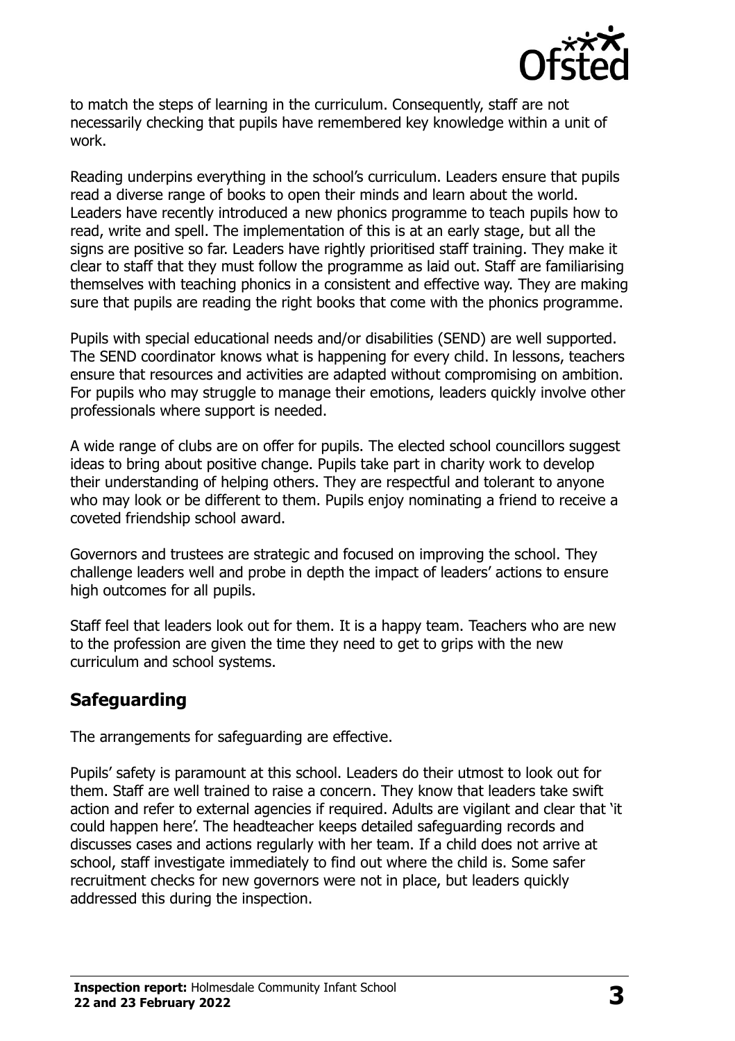to match the steps of learning in the curriculum. Consequently, staff are not necessarily checking that pupils have remembered key knowledge within a unit of work.

Reading underpins everything in the school's curriculum. Leaders ensure that pupils read a diverse range of books to open their minds and learn about the world. Leaders have recently introduced a new phonics programme to teach pupils how to read, write and spell. The implementation of this is at an early stage, but all the signs are positive so far. Leaders have rightly prioritised staff training. They make it clear to staff that they must follow the programme as laid out. Staff are familiarising themselves with teaching phonics in a consistent and effective way. They are making sure that pupils are reading the right books that come with the phonics programme.

Pupils with special educational needs and/or disabilities (SEND) are well supported. The SEND coordinator knows what is happening for every child. In lessons, teachers ensure that resources and activities are adapted without compromising on ambition. For pupils who may struggle to manage their emotions, leaders quickly involve other professionals where support is needed.

A wide range of clubs are on offer for pupils. The elected school councillors suggest ideas to bring about positive change. Pupils take part in charity work to develop their understanding of helping others. They are respectful and tolerant to anyone who may look or be different to them. Pupils enjoy nominating a friend to receive a coveted friendship school award.

Governors and trustees are strategic and focused on improving the school. They challenge leaders well and probe in depth the impact of leaders' actions to ensure high outcomes for all pupils.

Staff feel that leaders look out for them. It is a happy team. Teachers who are new to the profession are given the time they need to get to grips with the new curriculum and school systems.

## Safeguarding

The arrangements for safeguarding are effective.

Pupils' safety is paramount at this school. Leaders do their utmost to look out for them. Staff are well trained to raise a concern. They know that leaders take swift action and refer to external agencies if required. Adults are vigilant and clear that 'it could happen here'. The headteacher keeps detailed safeguarding records and discusses cases and actions regularly with her team. If a child does not arrive at school, staff investigate immediately to find out where the child is. Some safer recruitment checks for new governors were not in place, but leaders quickly addressed this during the inspection.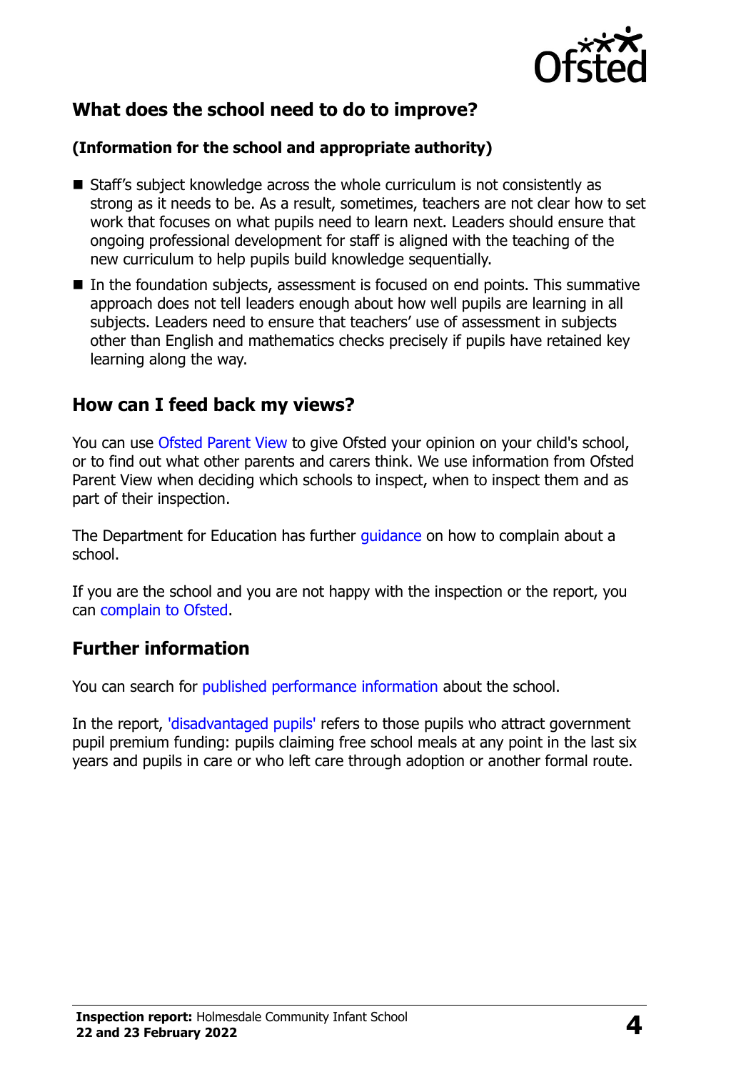## What does the school need to do to improve?

**(Information for the school and appropriate authority)**

- Staff's subject knowledge across the whole curriculum is not consistently as strong as it needs to be. As a result, sometimes, teachers are not clear how to set work that focuses on what pupils need to learn next. Leaders should ensure that ongoing professional development for staff is aligned with the teaching of the new curriculum to help pupils build knowledge sequentially.
- In the foundation subjects, assessment is focused on end points. This summative approach does not tell leaders enough about how well pupils are learning in all subjects. Leaders need to ensure that teachers' use of assessment in subjects other than English and mathematics checks precisely if pupils have retained key learning along the way.

## How can I feed back my views?

You can use Ofsted Parent View to give Ofsted your opinion on your child's school, or to find out what other parents and carers think. We use information from Ofsted Parent View when deciding which schools to inspect, when to inspect them and as part of their inspection.

The Department for Education has further guidance on how to complain about a school.

If you are the school and you are not happy with the inspection or the report, you can complain to Ofsted.

## Further information

You can search for published performance information about the school.

In the report, 'disadvantaged pupils' refers to those pupils who attract government pupil premium funding: pupils claiming free school meals at any point in the last six years and pupils in care or who left care through adoption or another formal route.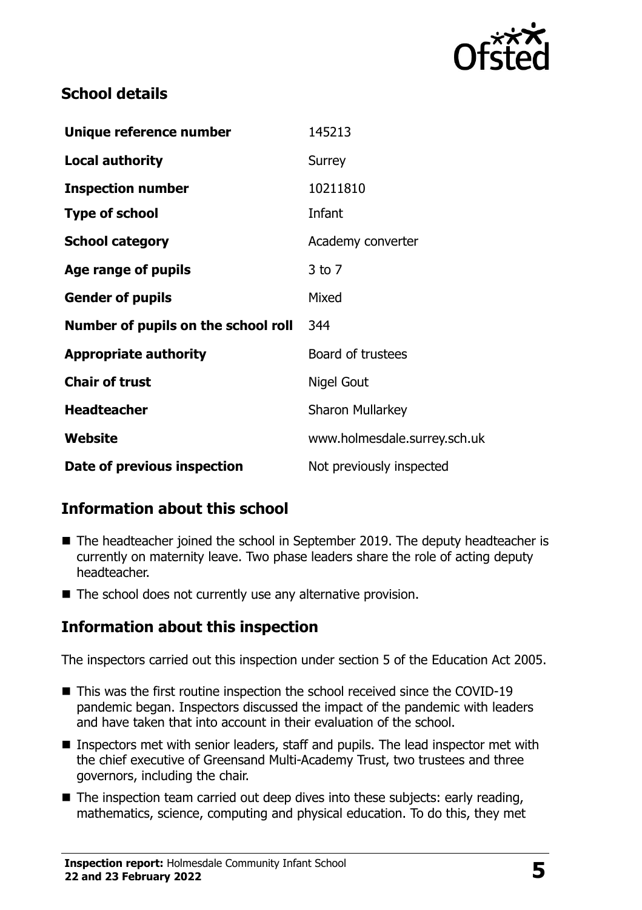## School details

| | |
|---|---|
| **Unique reference number** | 145213 |
| **Local authority** | Surrey |
| **Inspection number** | 10211810 |
| **Type of school** | Infant |
| **School category** | Academy converter |
| **Age range of pupils** | 3 to 7 |
| **Gender of pupils** | Mixed |
| **Number of pupils on the school roll** | 344 |
| **Appropriate authority** | Board of trustees |
| **Chair of trust** | Nigel Gout |
| **Headteacher** | Sharon Mullarkey |
| **Website** | www.holmesdale.surrey.sch.uk |
| **Date of previous inspection** | Not previously inspected |

## Information about this school

- The headteacher joined the school in September 2019. The deputy headteacher is currently on maternity leave. Two phase leaders share the role of acting deputy headteacher.
- The school does not currently use any alternative provision.

## Information about this inspection

The inspectors carried out this inspection under section 5 of the Education Act 2005.

- This was the first routine inspection the school received since the COVID-19 pandemic began. Inspectors discussed the impact of the pandemic with leaders and have taken that into account in their evaluation of the school.
- Inspectors met with senior leaders, staff and pupils. The lead inspector met with the chief executive of Greensand Multi-Academy Trust, two trustees and three governors, including the chair.
- The inspection team carried out deep dives into these subjects: early reading, mathematics, science, computing and physical education. To do this, they met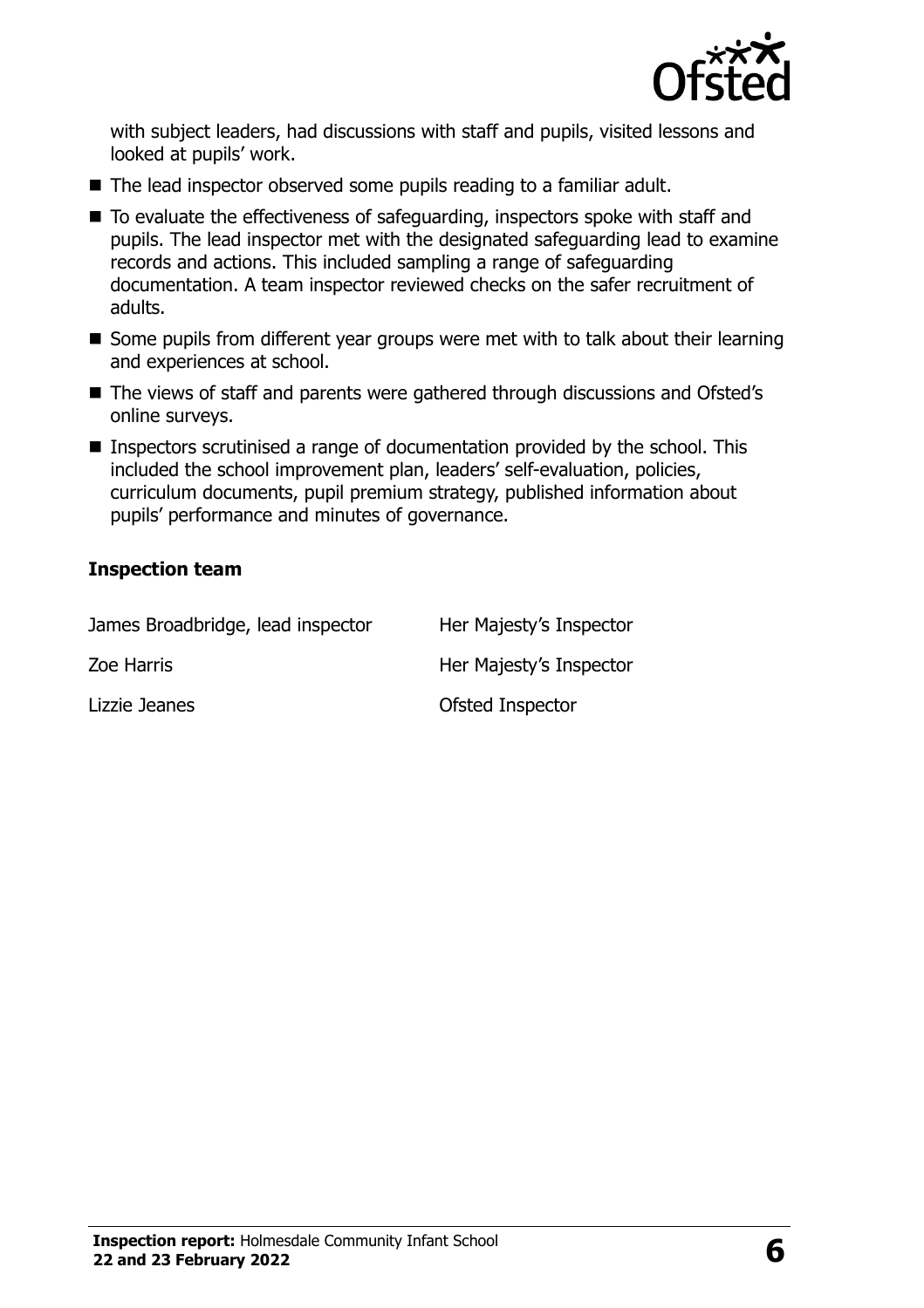with subject leaders, had discussions with staff and pupils, visited lessons and looked at pupils' work.

- The lead inspector observed some pupils reading to a familiar adult.
- To evaluate the effectiveness of safeguarding, inspectors spoke with staff and pupils. The lead inspector met with the designated safeguarding lead to examine records and actions. This included sampling a range of safeguarding documentation. A team inspector reviewed checks on the safer recruitment of adults.
- Some pupils from different year groups were met with to talk about their learning and experiences at school.
- The views of staff and parents were gathered through discussions and Ofsted's online surveys.
- Inspectors scrutinised a range of documentation provided by the school. This included the school improvement plan, leaders' self-evaluation, policies, curriculum documents, pupil premium strategy, published information about pupils' performance and minutes of governance.

### Inspection team

| | |
|---|---|
| James Broadbridge, lead inspector | Her Majesty's Inspector |
| Zoe Harris | Her Majesty's Inspector |
| Lizzie Jeanes | Ofsted Inspector |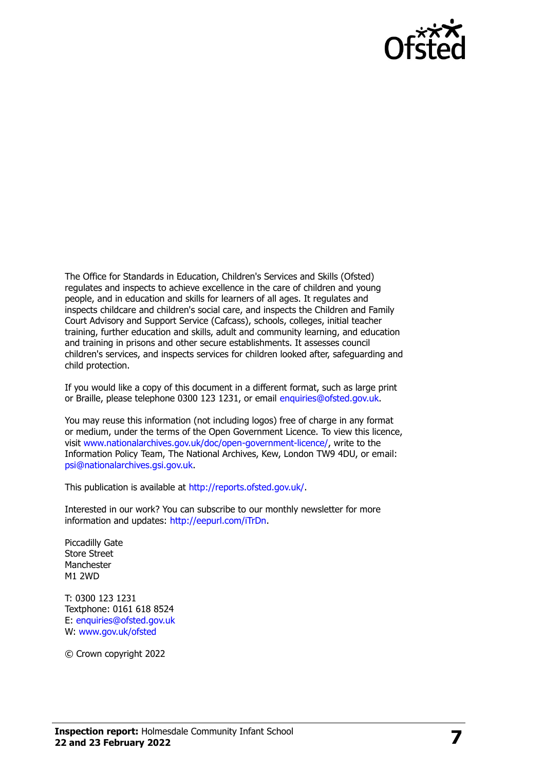The Office for Standards in Education, Children's Services and Skills (Ofsted) regulates and inspects to achieve excellence in the care of children and young people, and in education and skills for learners of all ages. It regulates and inspects childcare and children's social care, and inspects the Children and Family Court Advisory and Support Service (Cafcass), schools, colleges, initial teacher training, further education and skills, adult and community learning, and education and training in prisons and other secure establishments. It assesses council children's services, and inspects services for children looked after, safeguarding and child protection.

If you would like a copy of this document in a different format, such as large print or Braille, please telephone 0300 123 1231, or email enquiries@ofsted.gov.uk.

You may reuse this information (not including logos) free of charge in any format or medium, under the terms of the Open Government Licence. To view this licence, visit www.nationalarchives.gov.uk/doc/open-government-licence/, write to the Information Policy Team, The National Archives, Kew, London TW9 4DU, or email: psi@nationalarchives.gsi.gov.uk.

This publication is available at http://reports.ofsted.gov.uk/.

Interested in our work? You can subscribe to our monthly newsletter for more information and updates: http://eepurl.com/iTrDn.

Piccadilly Gate
Store Street
Manchester
M1 2WD

T: 0300 123 1231
Textphone: 0161 618 8524
E: enquiries@ofsted.gov.uk
W: www.gov.uk/ofsted

© Crown copyright 2022